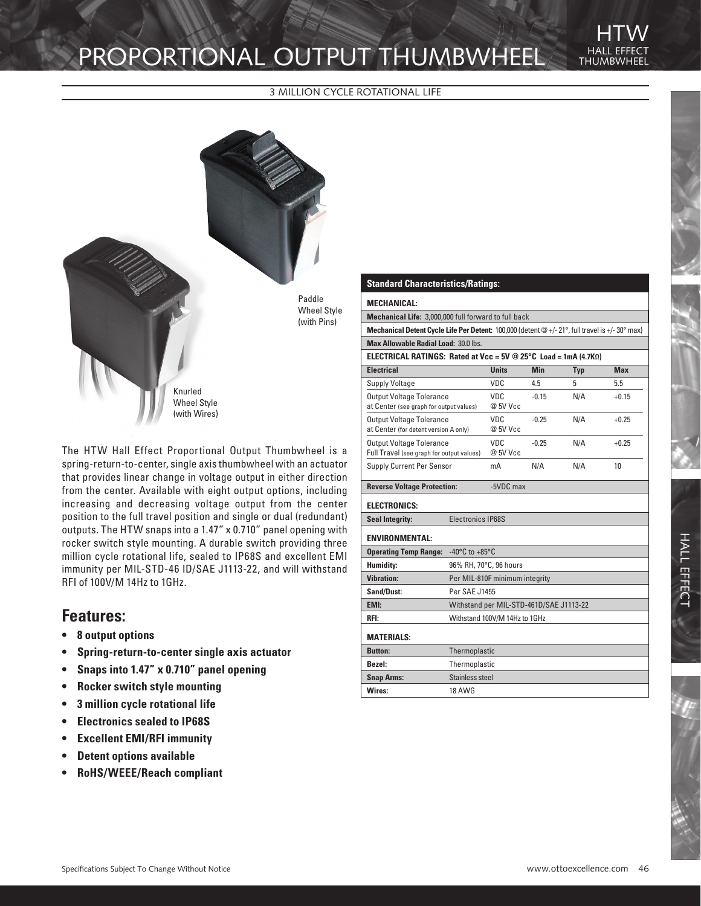# PROPORTIONAL OUTPUT THUMBWHEEL

HTW
HALL EFFECT THUMBWHEEL

3 MILLION CYCLE ROTATIONAL LIFE

Paddle Wheel Style (with Pins)

Knurled Wheel Style (with Wires)

The HTW Hall Effect Proportional Output Thumbwheel is a spring-return-to-center, single axis thumbwheel with an actuator that provides linear change in voltage output in either direction from the center. Available with eight output options, including increasing and decreasing voltage output from the center position to the full travel position and single or dual (redundant) outputs. The HTW snaps into a 1.47" x 0.710" panel opening with rocker switch style mounting. A durable switch providing three million cycle rotational life, sealed to IP68S and excellent EMI immunity per MIL-STD-46 ID/SAE J1113-22, and will withstand RFI of 100V/M 14Hz to 1GHz.

## Features:

- **8 output options**
- **Spring-return-to-center single axis actuator**
- **Snaps into 1.47" x 0.710" panel opening**
- **Rocker switch style mounting**
- **3 million cycle rotational life**
- **Electronics sealed to IP68S**
- **Excellent EMI/RFI immunity**
- **Detent options available**
- **RoHS/WEEE/Reach compliant**

## Standard Characteristics/Ratings:

**MECHANICAL:**

**Mechanical Life:** 3,000,000 full forward to full back

**Mechanical Detent Cycle Life Per Detent:** 100,000 (detent @ +/- 21°, full travel is +/- 30° max)

**Max Allowable Radial Load:** 30.0 lbs.

**ELECTRICAL RATINGS: Rated at Vcc = 5V @ 25°C Load = 1mA (4.7KΩ)**

| Electrical | Units | Min | Typ | Max |
|---|---|---|---|---|
| Supply Voltage | VDC | 4.5 | 5 | 5.5 |
| Output Voltage Tolerance at Center (see graph for output values) | VDC @ 5V Vcc | -0.15 | N/A | +0.15 |
| Output Voltage Tolerance at Center (for detent version A only) | VDC @ 5V Vcc | -0.25 | N/A | +0.25 |
| Output Voltage Tolerance Full Travel (see graph for output values) | VDC @ 5V Vcc | -0.25 | N/A | +0.25 |
| Supply Current Per Sensor | mA | N/A | N/A | 10 |

**Reverse Voltage Protection:** -5VDC max

**ELECTRONICS:**

| | |
|---|---|
| **Seal Integrity:** | Electronics IP68S |

**ENVIRONMENTAL:**

| | |
|---|---|
| **Operating Temp Range:** | -40°C to +85°C |
| **Humidity:** | 96% RH, 70°C, 96 hours |
| **Vibration:** | Per MIL-810F minimum integrity |
| **Sand/Dust:** | Per SAE J1455 |
| **EMI:** | Withstand per MIL-STD-461D/SAE J1113-22 |
| **RFI:** | Withstand 100V/M 14Hz to 1GHz |

**MATERIALS:**

| | |
|---|---|
| **Button:** | Thermoplastic |
| **Bezel:** | Thermoplastic |
| **Snap Arms:** | Stainless steel |
| **Wires:** | 18 AWG |

Specifications Subject To Change Without Notice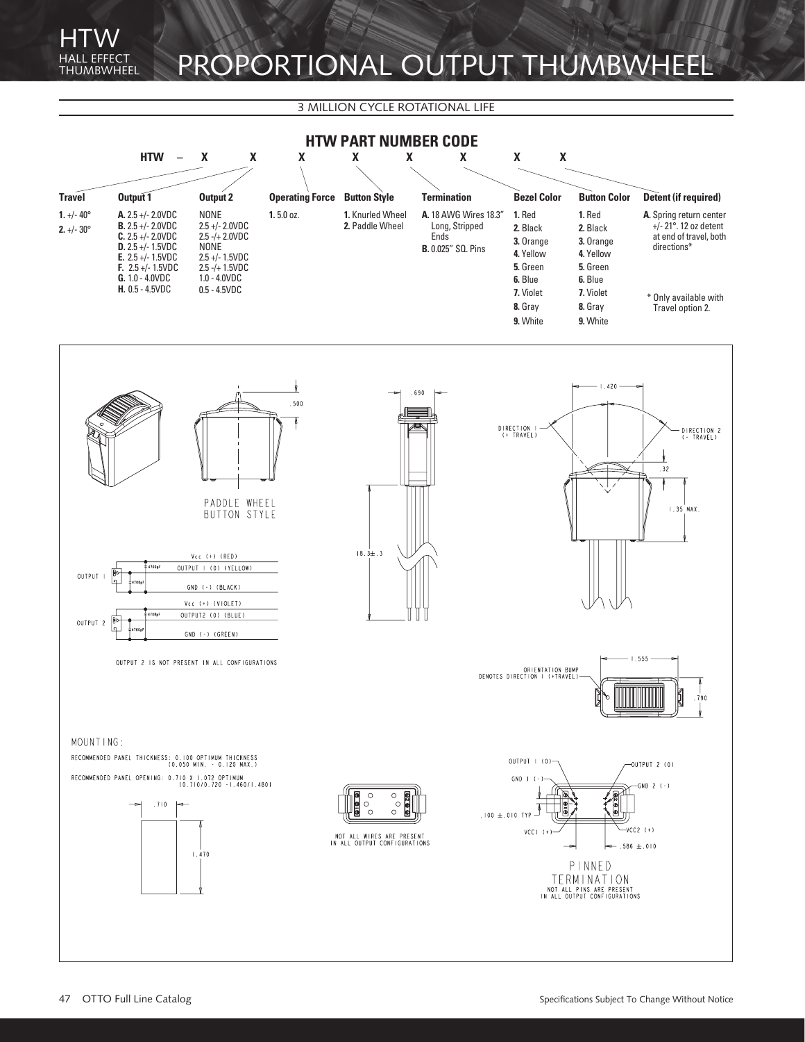# HTW HALL EFFECT THUMBWHEEL

# PROPORTIONAL OUTPUT THUMBWHEEL

3 MILLION CYCLE ROTATIONAL LIFE

## HTW PART NUMBER CODE

HTW – X X X X X X X X

| Travel | Output 1 | Output 2 | Operating Force | Button Style | Termination | Bezel Color | Button Color | Detent (if required) |
|---|---|---|---|---|---|---|---|---|
| **1.** +/- 40° | **A.** 2.5 +/- 2.0VDC | NONE | **1.** 5.0 oz. | **1.** Knurled Wheel | **A.** 18 AWG Wires 18.3" Long, Stripped Ends | **1.** Red | **1.** Red | **A.** Spring return center +/- 21°. 12 oz detent at end of travel, both directions* |
| **2.** +/- 30° | **B.** 2.5 +/- 2.0VDC | 2.5 +/- 2.0VDC | | **2.** Paddle Wheel | **B.** 0.025" SQ. Pins | **2.** Black | **2.** Black | |
| | **C.** 2.5 +/- 2.0VDC | 2.5 -/+ 2.0VDC | | | | **3.** Orange | **3.** Orange | |
| | **D.** 2.5 +/- 1.5VDC | NONE | | | | **4.** Yellow | **4.** Yellow | |
| | **E.** 2.5 +/- 1.5VDC | 2.5 +/- 1.5VDC | | | | **5.** Green | **5.** Green | |
| | **F.** 2.5 -/+ 1.5VDC | 2.5 -/+ 1.5VDC | | | | **6.** Blue | **6.** Blue | |
| | **G.** 1.0 - 4.0VDC | 1.0 - 4.0VDC | | | | **7.** Violet | **7.** Violet | * Only available with Travel option 2. |
| | **H.** 0.5 - 4.5VDC | 0.5 - 4.5VDC | | | | **8.** Gray | **8.** Gray | |
| | | | | | | **9.** White | **9.** White | |

PADDLE WHEEL BUTTON STYLE

OUTPUT 1: Vcc (+) (RED), OUTPUT 1 (O) (YELLOW), GND (-) (BLACK)

OUTPUT 2: Vcc (+) (VIOLET), OUTPUT2 (O) (BLUE), GND (-) (GREEN)

OUTPUT 2 IS NOT PRESENT IN ALL CONFIGURATIONS

.500 · .690 · 18.3±.3 · 1.420 · .32 · 1.35 MAX. · 1.555 · .790

DIRECTION 1 (+ TRAVEL) · DIRECTION 2 (- TRAVEL)

ORIENTATION BUMP DENOTES DIRECTION 1 (+TRAVEL)

MOUNTING:

RECOMMENDED PANEL THICKNESS: 0.100 OPTIMUM THICKNESS (0.050 MIN. - 0.120 MAX.)

RECOMMENDED PANEL OPENING: 0.710 X 1.072 OPTIMUM (0.710/0.720 - 1.460/1.480)

.710 · 1.470

NOT ALL WIRES ARE PRESENT IN ALL OUTPUT CONFIGURATIONS

OUTPUT 1 (O) · GND 1 (-) · VCC1 (+) · OUTPUT 2 (O) · GND 2 (-) · VCC2 (+) · .100 ±.010 TYP · .586 ±.010

PINNED TERMINATION

NOT ALL PINS ARE PRESENT IN ALL OUTPUT CONFIGURATIONS

Specifications Subject To Change Without Notice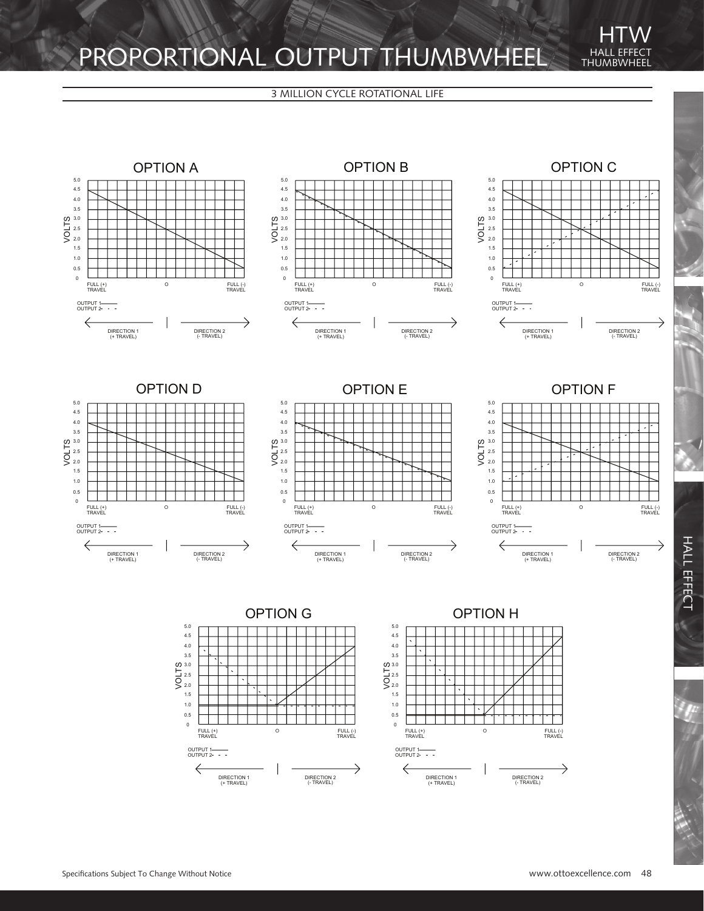# PROPORTIONAL OUTPUT THUMBWHEEL

HTW
HALL EFFECT THUMBWHEEL

3 MILLION CYCLE ROTATIONAL LIFE

## OPTION A

VOLTS: 5.0, 4.5, 4.0, 3.5, 3.0, 2.5, 2.0, 1.5, 1.0, 0.5, 0

FULL (+) TRAVEL | O | FULL (-) TRAVEL

OUTPUT 1———
OUTPUT 2- - -

DIRECTION 1 (+ TRAVEL) | DIRECTION 2 (- TRAVEL)

## OPTION B

VOLTS: 5.0, 4.5, 4.0, 3.5, 3.0, 2.5, 2.0, 1.5, 1.0, 0.5, 0

FULL (+) TRAVEL | O | FULL (-) TRAVEL

OUTPUT 1———
OUTPUT 2- - -

DIRECTION 1 (+ TRAVEL) | DIRECTION 2 (- TRAVEL)

## OPTION C

VOLTS: 5.0, 4.5, 4.0, 3.5, 3.0, 2.5, 2.0, 1.5, 1.0, 0.5, 0

FULL (+) TRAVEL | O | FULL (-) TRAVEL

OUTPUT 1———
OUTPUT 2- - -

DIRECTION 1 (+ TRAVEL) | DIRECTION 2 (- TRAVEL)

## OPTION D

VOLTS: 5.0, 4.5, 4.0, 3.5, 3.0, 2.5, 2.0, 1.5, 1.0, 0.5, 0

FULL (+) TRAVEL | O | FULL (-) TRAVEL

OUTPUT 1———
OUTPUT 2- - -

DIRECTION 1 (+ TRAVEL) | DIRECTION 2 (- TRAVEL)

## OPTION E

VOLTS: 5.0, 4.5, 4.0, 3.5, 3.0, 2.5, 2.0, 1.5, 1.0, 0.5, 0

FULL (+) TRAVEL | O | FULL (-) TRAVEL

OUTPUT 1———
OUTPUT 2- - -

DIRECTION 1 (+ TRAVEL) | DIRECTION 2 (- TRAVEL)

## OPTION F

VOLTS: 5.0, 4.5, 4.0, 3.5, 3.0, 2.5, 2.0, 1.5, 1.0, 0.5, 0

FULL (+) TRAVEL | O | FULL (-) TRAVEL

OUTPUT 1———
OUTPUT 2- - -

DIRECTION 1 (+ TRAVEL) | DIRECTION 2 (- TRAVEL)

## OPTION G

VOLTS: 5.0, 4.5, 4.0, 3.5, 3.0, 2.5, 2.0, 1.5, 1.0, 0.5, 0

FULL (+) TRAVEL | O | FULL (-) TRAVEL

OUTPUT 1———
OUTPUT 2- - -

DIRECTION 1 (+ TRAVEL) | DIRECTION 2 (- TRAVEL)

## OPTION H

VOLTS: 5.0, 4.5, 4.0, 3.5, 3.0, 2.5, 2.0, 1.5, 1.0, 0.5, 0

FULL (+) TRAVEL | O | FULL (-) TRAVEL

OUTPUT 1———
OUTPUT 2- - -

DIRECTION 1 (+ TRAVEL) | DIRECTION 2 (- TRAVEL)

HALL EFFECT

Specifications Subject To Change Without Notice

www.ottoexcellence.com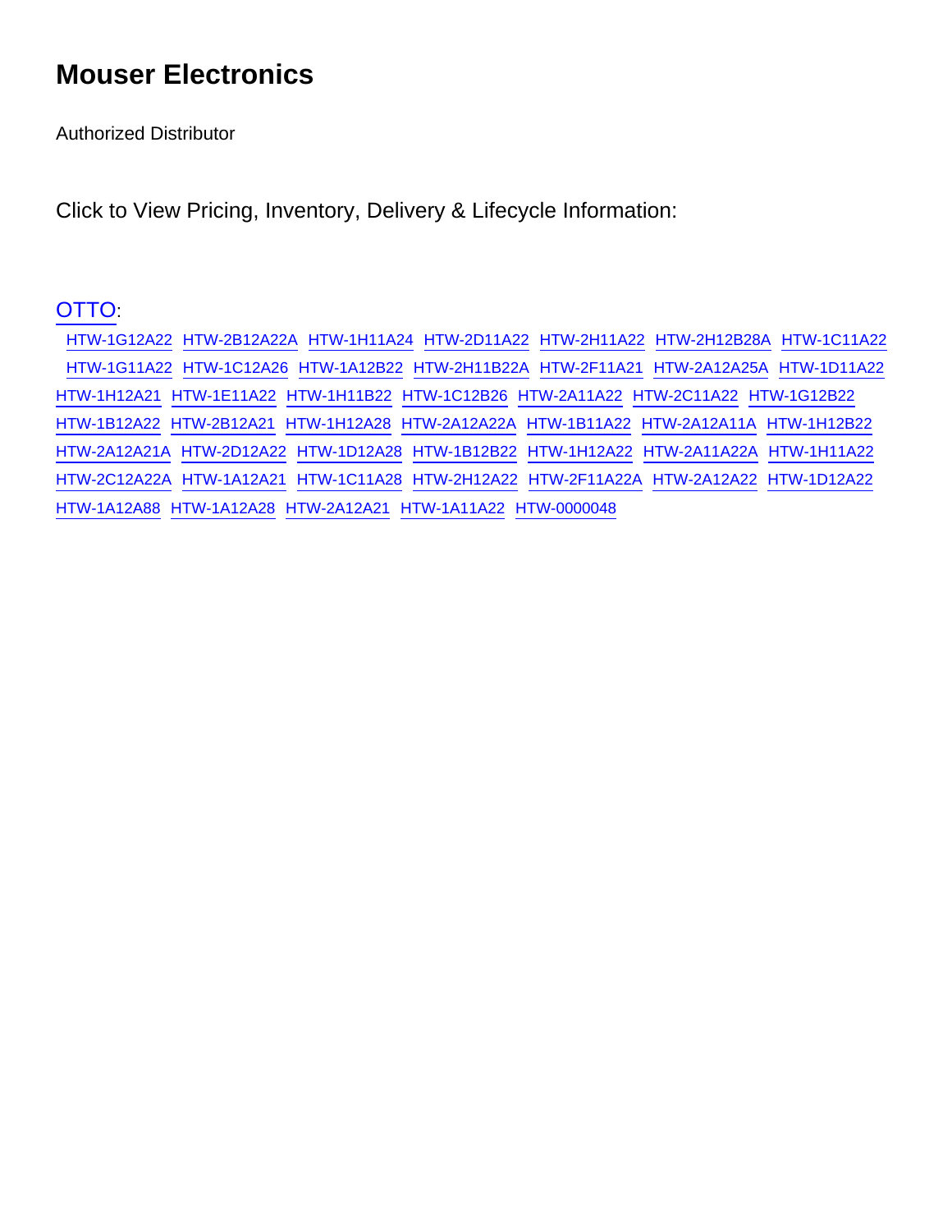# Mouser Electronics

Authorized Distributor

Click to View Pricing, Inventory, Delivery & Lifecycle Information:

OTTO:

HTW-1G12A22 HTW-2B12A22A HTW-1H11A24 HTW-2D11A22 HTW-2H11A22 HTW-2H12B28A HTW-1C11A22 HTW-1G11A22 HTW-1C12A26 HTW-1A12B22 HTW-2H11B22A HTW-2F11A21 HTW-2A12A25A HTW-1D11A22 HTW-1H12A21 HTW-1E11A22 HTW-1H11B22 HTW-1C12B26 HTW-2A11A22 HTW-2C11A22 HTW-1G12B22 HTW-1B12A22 HTW-2B12A21 HTW-1H12A28 HTW-2A12A22A HTW-1B11A22 HTW-2A12A11A HTW-1H12B22 HTW-2A12A21A HTW-2D12A22 HTW-1D12A28 HTW-1B12B22 HTW-1H12A22 HTW-2A11A22A HTW-1H11A22 HTW-2C12A22A HTW-1A12A21 HTW-1C11A28 HTW-2H12A22 HTW-2F11A22A HTW-2A12A22 HTW-1D12A22 HTW-1A12A88 HTW-1A12A28 HTW-2A12A21 HTW-1A11A22 HTW-0000048